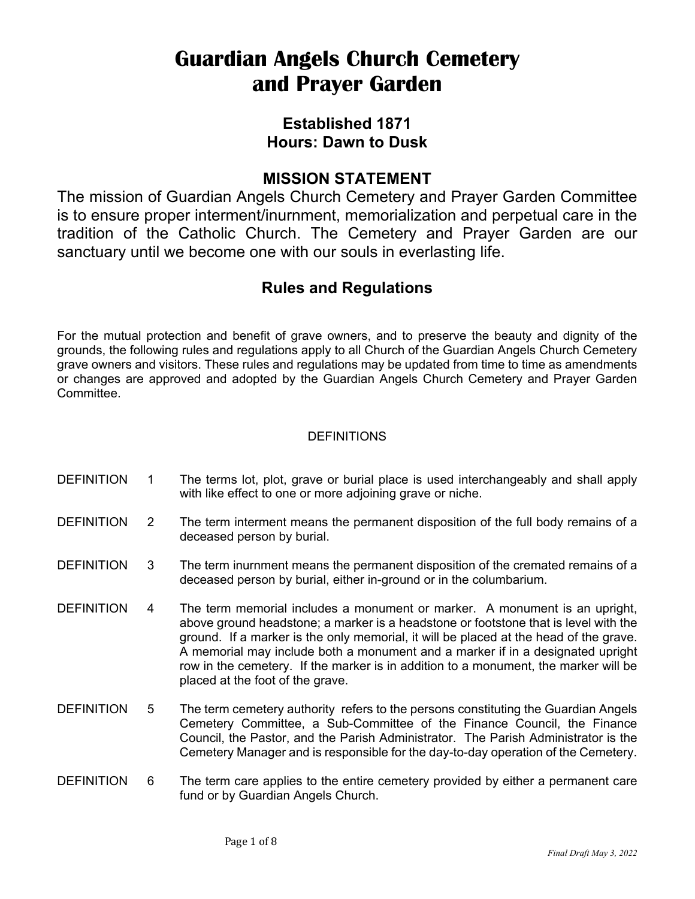# Guardian Angels Church Cemetery and Prayer Garden

### Established 1871
### Hours: Dawn to Dusk

## MISSION STATEMENT

The mission of Guardian Angels Church Cemetery and Prayer Garden Committee is to ensure proper interment/inurnment, memorialization and perpetual care in the tradition of the Catholic Church. The Cemetery and Prayer Garden are our sanctuary until we become one with our souls in everlasting life.

## Rules and Regulations

For the mutual protection and benefit of grave owners, and to preserve the beauty and dignity of the grounds, the following rules and regulations apply to all Church of the Guardian Angels Church Cemetery grave owners and visitors. These rules and regulations may be updated from time to time as amendments or changes are approved and adopted by the Guardian Angels Church Cemetery and Prayer Garden Committee.

### DEFINITIONS

DEFINITION 1 The terms lot, plot, grave or burial place is used interchangeably and shall apply with like effect to one or more adjoining grave or niche.

DEFINITION 2 The term interment means the permanent disposition of the full body remains of a deceased person by burial.

DEFINITION 3 The term inurnment means the permanent disposition of the cremated remains of a deceased person by burial, either in-ground or in the columbarium.

DEFINITION 4 The term memorial includes a monument or marker. A monument is an upright, above ground headstone; a marker is a headstone or footstone that is level with the ground. If a marker is the only memorial, it will be placed at the head of the grave. A memorial may include both a monument and a marker if in a designated upright row in the cemetery. If the marker is in addition to a monument, the marker will be placed at the foot of the grave.

DEFINITION 5 The term cemetery authority refers to the persons constituting the Guardian Angels Cemetery Committee, a Sub-Committee of the Finance Council, the Finance Council, the Pastor, and the Parish Administrator. The Parish Administrator is the Cemetery Manager and is responsible for the day-to-day operation of the Cemetery.

DEFINITION 6 The term care applies to the entire cemetery provided by either a permanent care fund or by Guardian Angels Church.

*Final Draft May 3, 2022*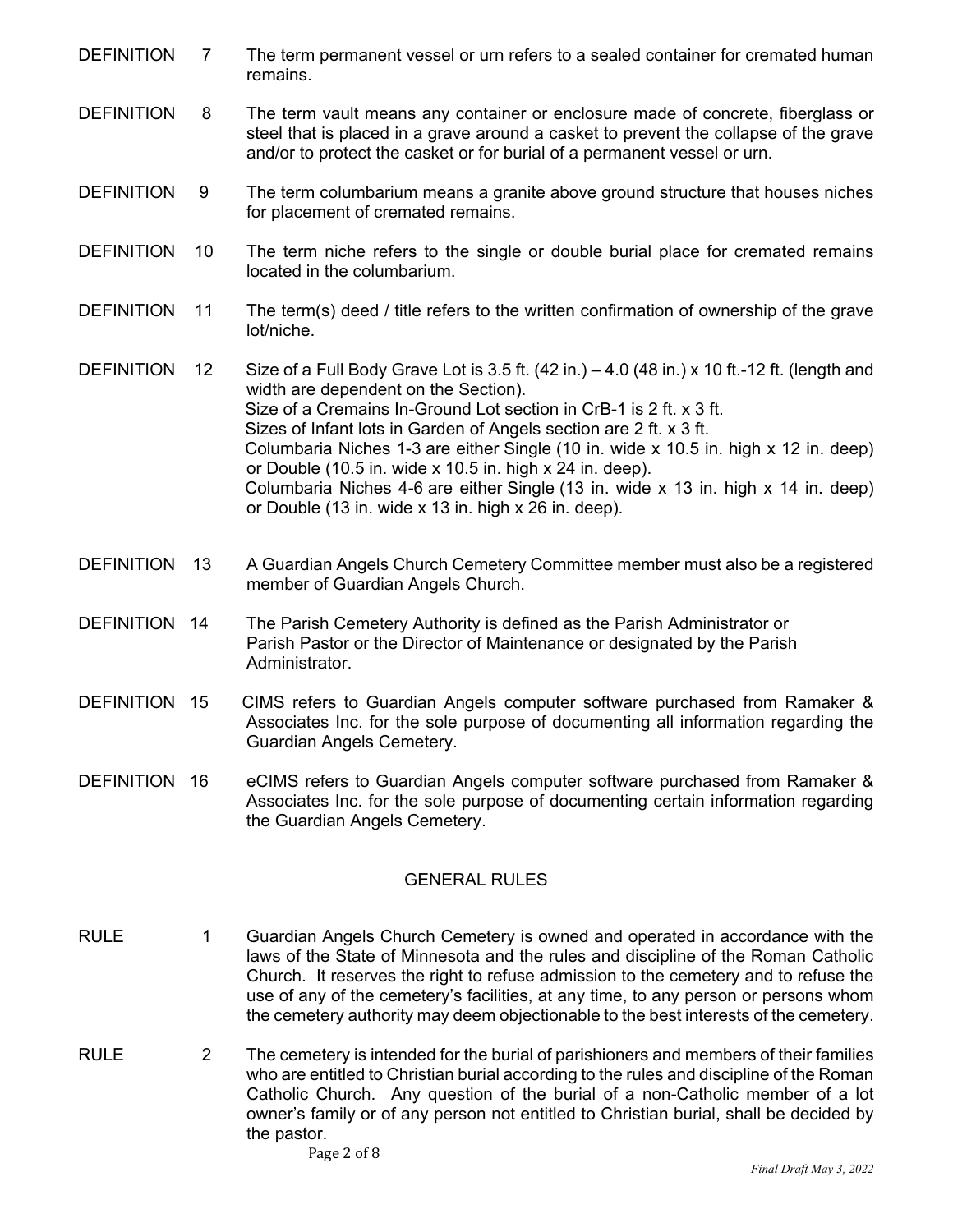DEFINITION 7 The term permanent vessel or urn refers to a sealed container for cremated human remains.

DEFINITION 8 The term vault means any container or enclosure made of concrete, fiberglass or steel that is placed in a grave around a casket to prevent the collapse of the grave and/or to protect the casket or for burial of a permanent vessel or urn.

DEFINITION 9 The term columbarium means a granite above ground structure that houses niches for placement of cremated remains.

DEFINITION 10 The term niche refers to the single or double burial place for cremated remains located in the columbarium.

DEFINITION 11 The term(s) deed / title refers to the written confirmation of ownership of the grave lot/niche.

DEFINITION 12 Size of a Full Body Grave Lot is 3.5 ft. (42 in.) – 4.0 (48 in.) x 10 ft.-12 ft. (length and width are dependent on the Section).
Size of a Cremains In-Ground Lot section in CrB-1 is 2 ft. x 3 ft.
Sizes of Infant lots in Garden of Angels section are 2 ft. x 3 ft.
Columbaria Niches 1-3 are either Single (10 in. wide x 10.5 in. high x 12 in. deep) or Double (10.5 in. wide x 10.5 in. high x 24 in. deep).
Columbaria Niches 4-6 are either Single (13 in. wide x 13 in. high x 14 in. deep) or Double (13 in. wide x 13 in. high x 26 in. deep).

DEFINITION 13 A Guardian Angels Church Cemetery Committee member must also be a registered member of Guardian Angels Church.

DEFINITION 14 The Parish Cemetery Authority is defined as the Parish Administrator or Parish Pastor or the Director of Maintenance or designated by the Parish Administrator.

DEFINITION 15 CIMS refers to Guardian Angels computer software purchased from Ramaker & Associates Inc. for the sole purpose of documenting all information regarding the Guardian Angels Cemetery.

DEFINITION 16 eCIMS refers to Guardian Angels computer software purchased from Ramaker & Associates Inc. for the sole purpose of documenting certain information regarding the Guardian Angels Cemetery.

## GENERAL RULES

RULE 1 Guardian Angels Church Cemetery is owned and operated in accordance with the laws of the State of Minnesota and the rules and discipline of the Roman Catholic Church. It reserves the right to refuse admission to the cemetery and to refuse the use of any of the cemetery's facilities, at any time, to any person or persons whom the cemetery authority may deem objectionable to the best interests of the cemetery.

RULE 2 The cemetery is intended for the burial of parishioners and members of their families who are entitled to Christian burial according to the rules and discipline of the Roman Catholic Church. Any question of the burial of a non-Catholic member of a lot owner's family or of any person not entitled to Christian burial, shall be decided by the pastor.

*Final Draft May 3, 2022*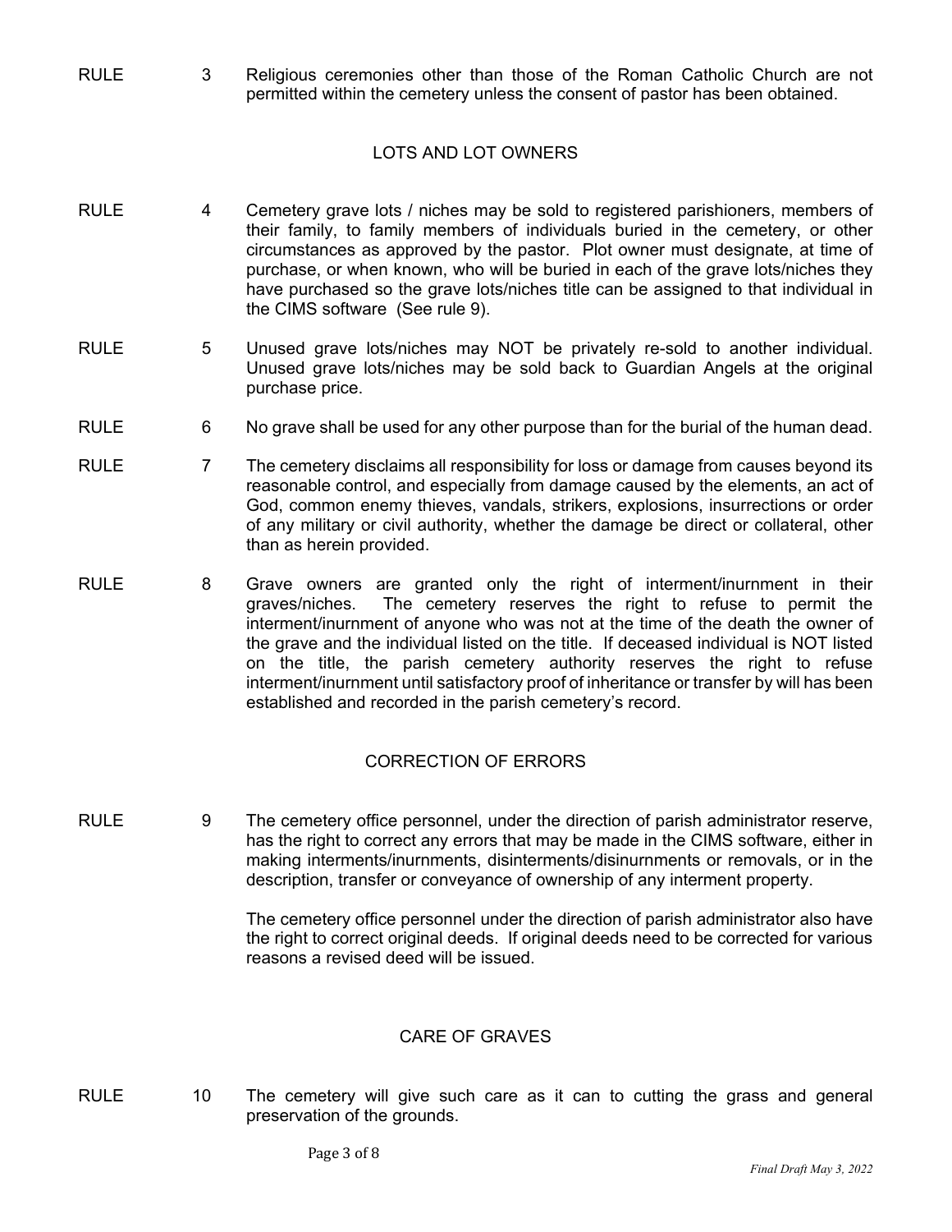RULE 3 Religious ceremonies other than those of the Roman Catholic Church are not permitted within the cemetery unless the consent of pastor has been obtained.

## LOTS AND LOT OWNERS

RULE 4 Cemetery grave lots / niches may be sold to registered parishioners, members of their family, to family members of individuals buried in the cemetery, or other circumstances as approved by the pastor. Plot owner must designate, at time of purchase, or when known, who will be buried in each of the grave lots/niches they have purchased so the grave lots/niches title can be assigned to that individual in the CIMS software (See rule 9).

RULE 5 Unused grave lots/niches may NOT be privately re-sold to another individual. Unused grave lots/niches may be sold back to Guardian Angels at the original purchase price.

RULE 6 No grave shall be used for any other purpose than for the burial of the human dead.

RULE 7 The cemetery disclaims all responsibility for loss or damage from causes beyond its reasonable control, and especially from damage caused by the elements, an act of God, common enemy thieves, vandals, strikers, explosions, insurrections or order of any military or civil authority, whether the damage be direct or collateral, other than as herein provided.

RULE 8 Grave owners are granted only the right of interment/inurnment in their graves/niches. The cemetery reserves the right to refuse to permit the interment/inurnment of anyone who was not at the time of the death the owner of the grave and the individual listed on the title. If deceased individual is NOT listed on the title, the parish cemetery authority reserves the right to refuse interment/inurnment until satisfactory proof of inheritance or transfer by will has been established and recorded in the parish cemetery's record.

## CORRECTION OF ERRORS

RULE 9 The cemetery office personnel, under the direction of parish administrator reserve, has the right to correct any errors that may be made in the CIMS software, either in making interments/inurnments, disinterments/disinurnments or removals, or in the description, transfer or conveyance of ownership of any interment property.

The cemetery office personnel under the direction of parish administrator also have the right to correct original deeds. If original deeds need to be corrected for various reasons a revised deed will be issued.

## CARE OF GRAVES

RULE 10 The cemetery will give such care as it can to cutting the grass and general preservation of the grounds.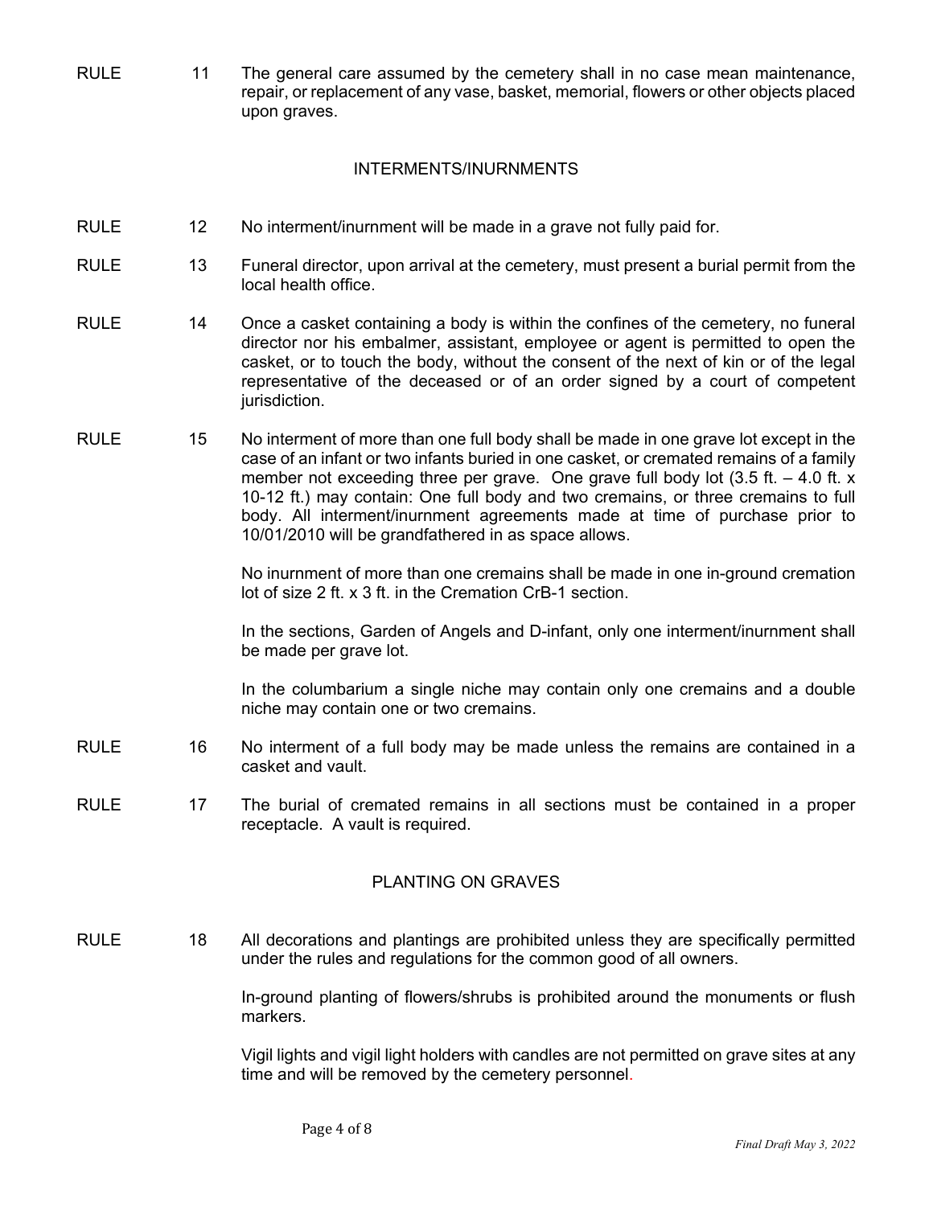RULE 11 The general care assumed by the cemetery shall in no case mean maintenance, repair, or replacement of any vase, basket, memorial, flowers or other objects placed upon graves.

## INTERMENTS/INURNMENTS

RULE 12 No interment/inurnment will be made in a grave not fully paid for.

RULE 13 Funeral director, upon arrival at the cemetery, must present a burial permit from the local health office.

RULE 14 Once a casket containing a body is within the confines of the cemetery, no funeral director nor his embalmer, assistant, employee or agent is permitted to open the casket, or to touch the body, without the consent of the next of kin or of the legal representative of the deceased or of an order signed by a court of competent jurisdiction.

RULE 15 No interment of more than one full body shall be made in one grave lot except in the case of an infant or two infants buried in one casket, or cremated remains of a family member not exceeding three per grave. One grave full body lot (3.5 ft. – 4.0 ft. x 10-12 ft.) may contain: One full body and two cremains, or three cremains to full body. All interment/inurnment agreements made at time of purchase prior to 10/01/2010 will be grandfathered in as space allows.

No inurnment of more than one cremains shall be made in one in-ground cremation lot of size 2 ft. x 3 ft. in the Cremation CrB-1 section.

In the sections, Garden of Angels and D-infant, only one interment/inurnment shall be made per grave lot.

In the columbarium a single niche may contain only one cremains and a double niche may contain one or two cremains.

RULE 16 No interment of a full body may be made unless the remains are contained in a casket and vault.

RULE 17 The burial of cremated remains in all sections must be contained in a proper receptacle. A vault is required.

## PLANTING ON GRAVES

RULE 18 All decorations and plantings are prohibited unless they are specifically permitted under the rules and regulations for the common good of all owners.

In-ground planting of flowers/shrubs is prohibited around the monuments or flush markers.

Vigil lights and vigil light holders with candles are not permitted on grave sites at any time and will be removed by the cemetery personnel.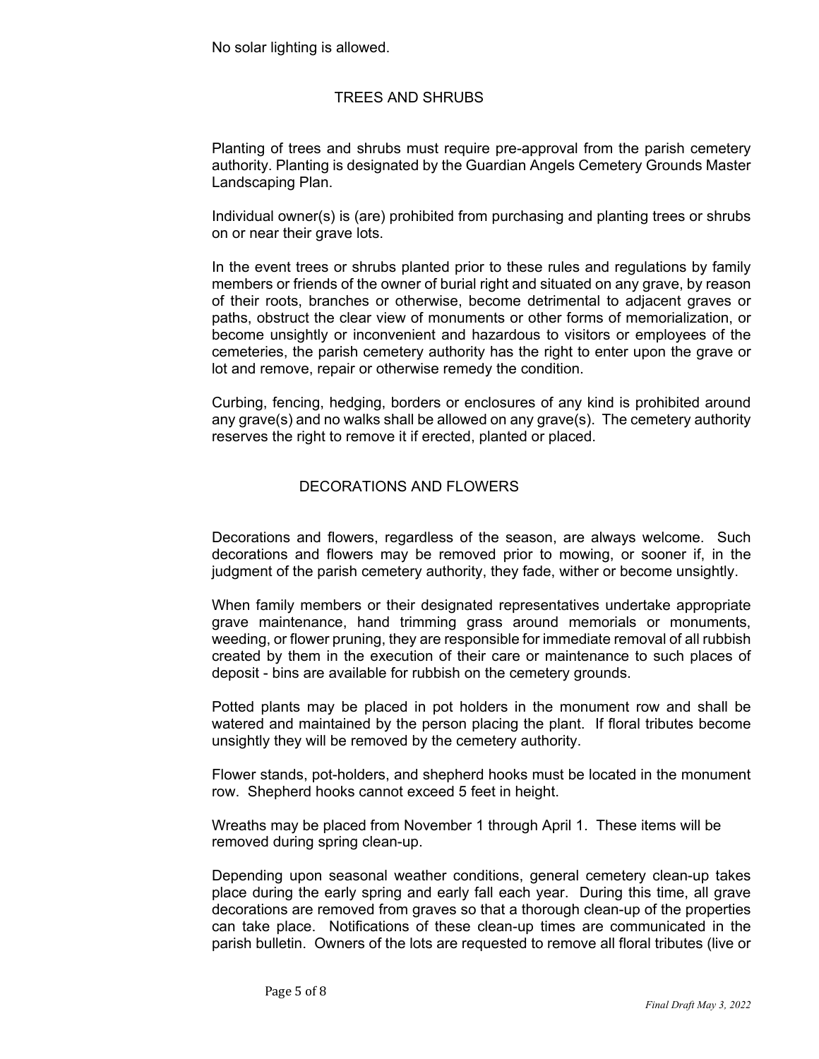No solar lighting is allowed.

## TREES AND SHRUBS

Planting of trees and shrubs must require pre-approval from the parish cemetery authority. Planting is designated by the Guardian Angels Cemetery Grounds Master Landscaping Plan.

Individual owner(s) is (are) prohibited from purchasing and planting trees or shrubs on or near their grave lots.

In the event trees or shrubs planted prior to these rules and regulations by family members or friends of the owner of burial right and situated on any grave, by reason of their roots, branches or otherwise, become detrimental to adjacent graves or paths, obstruct the clear view of monuments or other forms of memorialization, or become unsightly or inconvenient and hazardous to visitors or employees of the cemeteries, the parish cemetery authority has the right to enter upon the grave or lot and remove, repair or otherwise remedy the condition.

Curbing, fencing, hedging, borders or enclosures of any kind is prohibited around any grave(s) and no walks shall be allowed on any grave(s). The cemetery authority reserves the right to remove it if erected, planted or placed.

## DECORATIONS AND FLOWERS

Decorations and flowers, regardless of the season, are always welcome. Such decorations and flowers may be removed prior to mowing, or sooner if, in the judgment of the parish cemetery authority, they fade, wither or become unsightly.

When family members or their designated representatives undertake appropriate grave maintenance, hand trimming grass around memorials or monuments, weeding, or flower pruning, they are responsible for immediate removal of all rubbish created by them in the execution of their care or maintenance to such places of deposit - bins are available for rubbish on the cemetery grounds.

Potted plants may be placed in pot holders in the monument row and shall be watered and maintained by the person placing the plant. If floral tributes become unsightly they will be removed by the cemetery authority.

Flower stands, pot-holders, and shepherd hooks must be located in the monument row. Shepherd hooks cannot exceed 5 feet in height.

Wreaths may be placed from November 1 through April 1. These items will be removed during spring clean-up.

Depending upon seasonal weather conditions, general cemetery clean-up takes place during the early spring and early fall each year. During this time, all grave decorations are removed from graves so that a thorough clean-up of the properties can take place. Notifications of these clean-up times are communicated in the parish bulletin. Owners of the lots are requested to remove all floral tributes (live or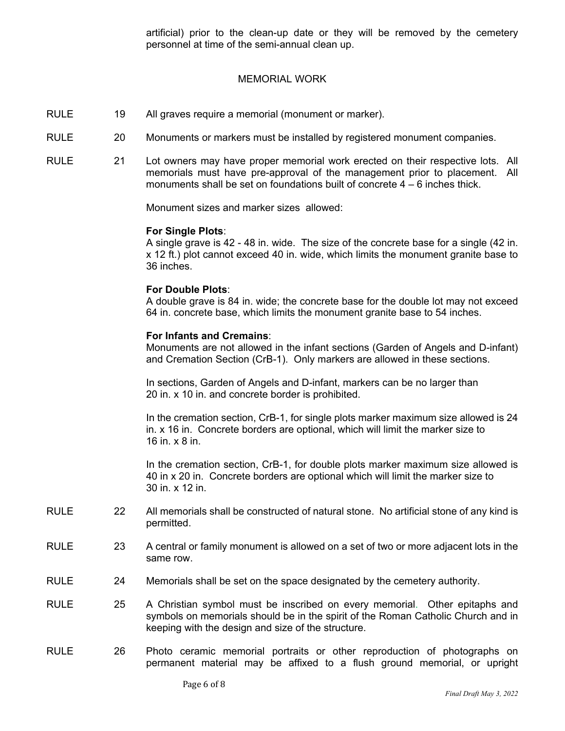artificial) prior to the clean-up date or they will be removed by the cemetery personnel at time of the semi-annual clean up.

## MEMORIAL WORK

RULE 19 All graves require a memorial (monument or marker).

RULE 20 Monuments or markers must be installed by registered monument companies.

RULE 21 Lot owners may have proper memorial work erected on their respective lots. All memorials must have pre-approval of the management prior to placement. All monuments shall be set on foundations built of concrete 4 – 6 inches thick.

Monument sizes and marker sizes allowed:

**For Single Plots**:
A single grave is 42 - 48 in. wide. The size of the concrete base for a single (42 in. x 12 ft.) plot cannot exceed 40 in. wide, which limits the monument granite base to 36 inches.

**For Double Plots**:
A double grave is 84 in. wide; the concrete base for the double lot may not exceed 64 in. concrete base, which limits the monument granite base to 54 inches.

**For Infants and Cremains**:
Monuments are not allowed in the infant sections (Garden of Angels and D-infant) and Cremation Section (CrB-1). Only markers are allowed in these sections.

In sections, Garden of Angels and D-infant, markers can be no larger than 20 in. x 10 in. and concrete border is prohibited.

In the cremation section, CrB-1, for single plots marker maximum size allowed is 24 in. x 16 in. Concrete borders are optional, which will limit the marker size to 16 in. x 8 in.

In the cremation section, CrB-1, for double plots marker maximum size allowed is 40 in x 20 in. Concrete borders are optional which will limit the marker size to 30 in. x 12 in.

RULE 22 All memorials shall be constructed of natural stone. No artificial stone of any kind is permitted.

RULE 23 A central or family monument is allowed on a set of two or more adjacent lots in the same row.

RULE 24 Memorials shall be set on the space designated by the cemetery authority.

RULE 25 A Christian symbol must be inscribed on every memorial. Other epitaphs and symbols on memorials should be in the spirit of the Roman Catholic Church and in keeping with the design and size of the structure.

RULE 26 Photo ceramic memorial portraits or other reproduction of photographs on permanent material may be affixed to a flush ground memorial, or upright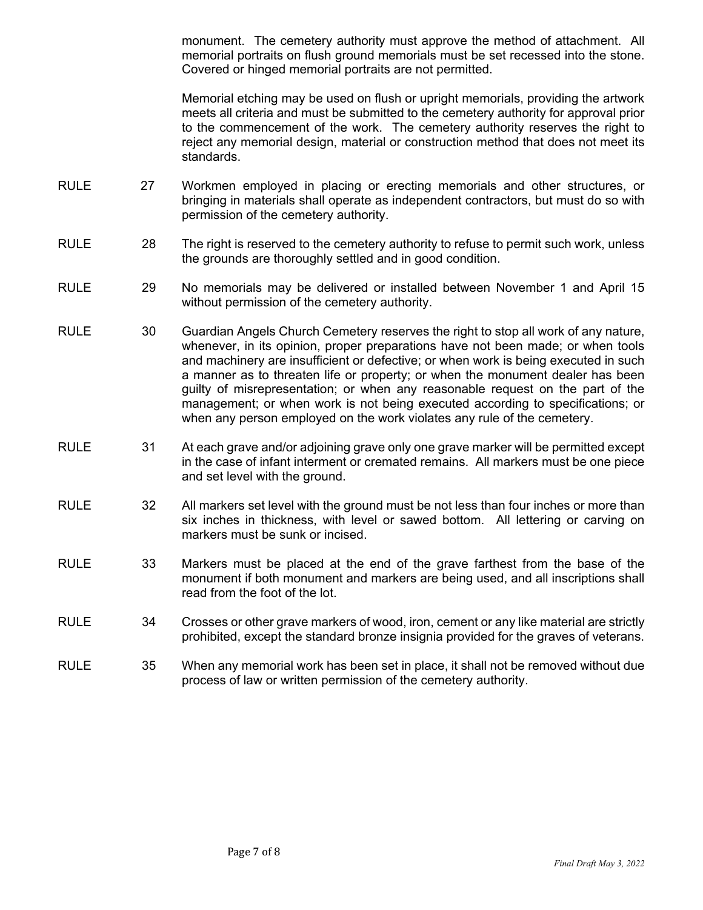monument. The cemetery authority must approve the method of attachment. All memorial portraits on flush ground memorials must be set recessed into the stone. Covered or hinged memorial portraits are not permitted.

Memorial etching may be used on flush or upright memorials, providing the artwork meets all criteria and must be submitted to the cemetery authority for approval prior to the commencement of the work. The cemetery authority reserves the right to reject any memorial design, material or construction method that does not meet its standards.

RULE 27 Workmen employed in placing or erecting memorials and other structures, or bringing in materials shall operate as independent contractors, but must do so with permission of the cemetery authority.

RULE 28 The right is reserved to the cemetery authority to refuse to permit such work, unless the grounds are thoroughly settled and in good condition.

RULE 29 No memorials may be delivered or installed between November 1 and April 15 without permission of the cemetery authority.

RULE 30 Guardian Angels Church Cemetery reserves the right to stop all work of any nature, whenever, in its opinion, proper preparations have not been made; or when tools and machinery are insufficient or defective; or when work is being executed in such a manner as to threaten life or property; or when the monument dealer has been guilty of misrepresentation; or when any reasonable request on the part of the management; or when work is not being executed according to specifications; or when any person employed on the work violates any rule of the cemetery.

RULE 31 At each grave and/or adjoining grave only one grave marker will be permitted except in the case of infant interment or cremated remains. All markers must be one piece and set level with the ground.

RULE 32 All markers set level with the ground must be not less than four inches or more than six inches in thickness, with level or sawed bottom. All lettering or carving on markers must be sunk or incised.

RULE 33 Markers must be placed at the end of the grave farthest from the base of the monument if both monument and markers are being used, and all inscriptions shall read from the foot of the lot.

RULE 34 Crosses or other grave markers of wood, iron, cement or any like material are strictly prohibited, except the standard bronze insignia provided for the graves of veterans.

RULE 35 When any memorial work has been set in place, it shall not be removed without due process of law or written permission of the cemetery authority.

*Final Draft May 3, 2022*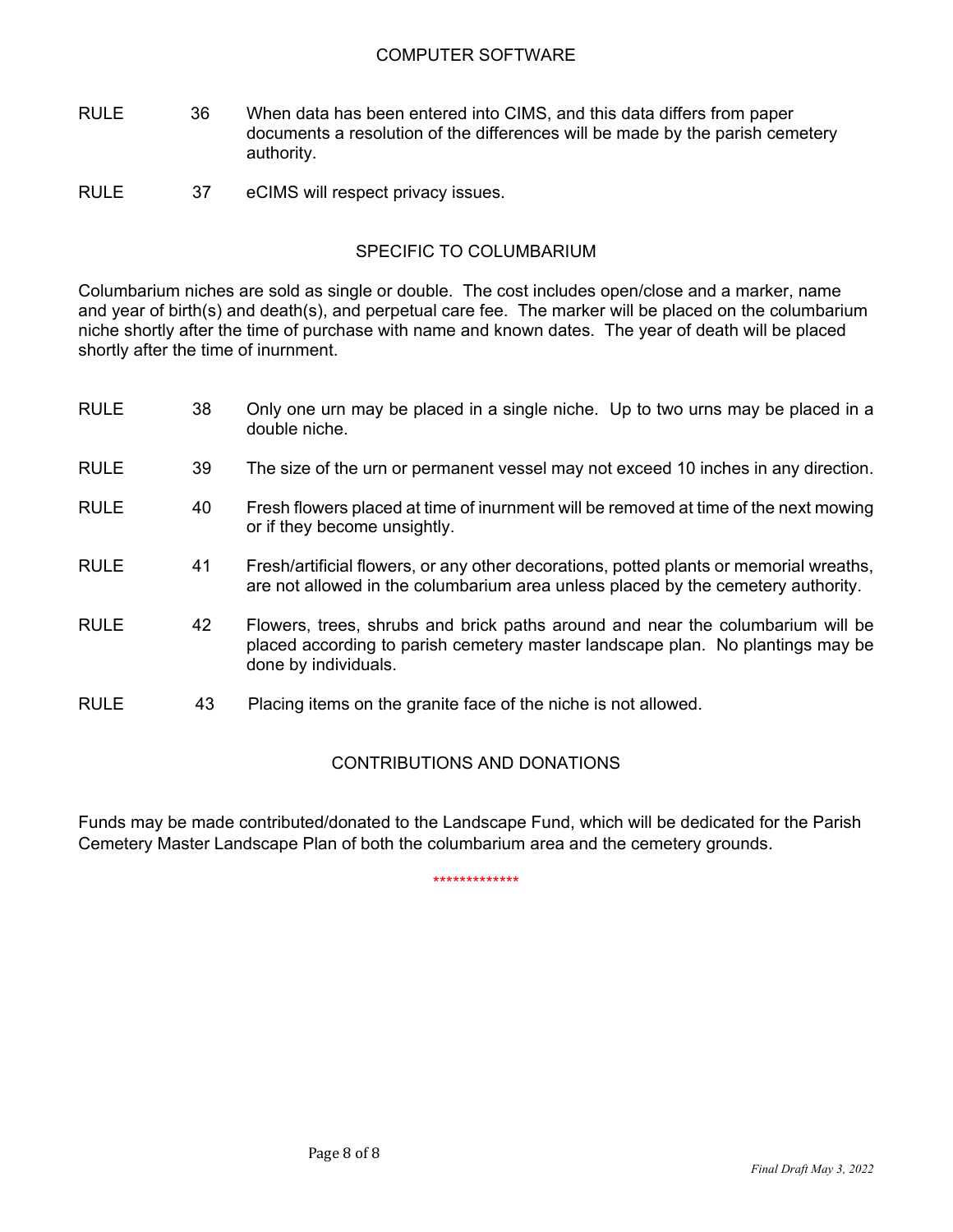## COMPUTER SOFTWARE

RULE 36 When data has been entered into CIMS, and this data differs from paper documents a resolution of the differences will be made by the parish cemetery authority.

RULE 37 eCIMS will respect privacy issues.

## SPECIFIC TO COLUMBARIUM

Columbarium niches are sold as single or double. The cost includes open/close and a marker, name and year of birth(s) and death(s), and perpetual care fee. The marker will be placed on the columbarium niche shortly after the time of purchase with name and known dates. The year of death will be placed shortly after the time of inurnment.

RULE 38 Only one urn may be placed in a single niche. Up to two urns may be placed in a double niche.

RULE 39 The size of the urn or permanent vessel may not exceed 10 inches in any direction.

RULE 40 Fresh flowers placed at time of inurnment will be removed at time of the next mowing or if they become unsightly.

RULE 41 Fresh/artificial flowers, or any other decorations, potted plants or memorial wreaths, are not allowed in the columbarium area unless placed by the cemetery authority.

RULE 42 Flowers, trees, shrubs and brick paths around and near the columbarium will be placed according to parish cemetery master landscape plan. No plantings may be done by individuals.

RULE 43 Placing items on the granite face of the niche is not allowed.

## CONTRIBUTIONS AND DONATIONS

Funds may be made contributed/donated to the Landscape Fund, which will be dedicated for the Parish Cemetery Master Landscape Plan of both the columbarium area and the cemetery grounds.

*************

*Final Draft May 3, 2022*